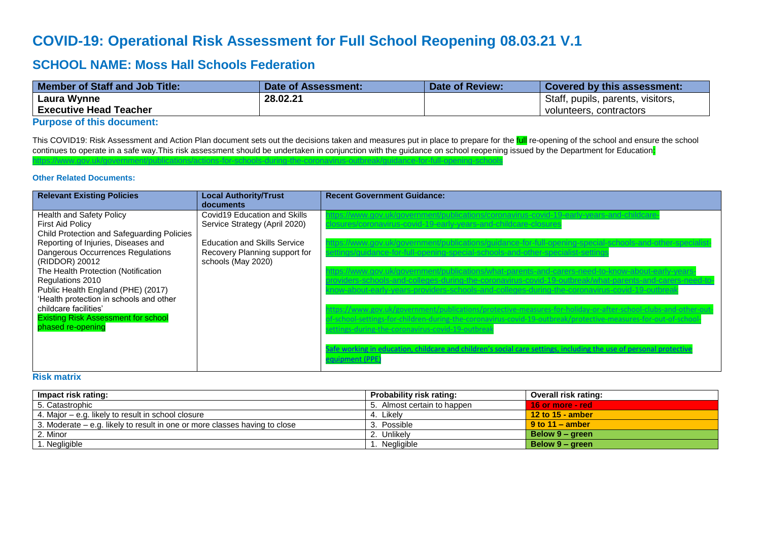# COVID-19: Operational Risk Assessment for Full School Reopening 08.03.21 V.1

## SCHOOL NAME: Moss Hall Schools Federation

| Member of Staff and Job Title: | Date of Assessment: | Date of Review: | Covered by this assessment: |
|---|---|---|---|
| **Laura Wynne**<br>**Executive Head Teacher** | **28.02.21** | | Staff, pupils, parents, visitors, volunteers, contractors |

### Purpose of this document:

This COVID19: Risk Assessment and Action Plan document sets out the decisions taken and measures put in place to prepare for the full re-opening of the school and ensure the school continues to operate in a safe way.This risk assessment should be undertaken in conjunction with the guidance on school reopening issued by the Department for Education: https://www.gov.uk/government/publications/actions-for-schools-during-the-coronavirus-outbreak/guidance-for-full-opening-schools

#### Other Related Documents:

| Relevant Existing Policies | Local Authority/Trust documents | Recent Government Guidance: |
|---|---|---|
| Health and Safety Policy<br>First Aid Policy<br>Child Protection and Safeguarding Policies<br>Reporting of Injuries, Diseases and Dangerous Occurrences Regulations (RIDDOR) 20012<br>The Health Protection (Notification Regulations 2010<br>Public Health England (PHE) (2017) 'Health protection in schools and other childcare facilities'<br>Existing Risk Assessment for school phased re-opening | Covid19 Education and Skills Service Strategy (April 2020)<br><br>Education and Skills Service Recovery Planning support for schools (May 2020) | https://www.gov.uk/government/publications/coronavirus-covid-19-early-years-and-childcare-closures/coronavirus-covid-19-early-years-and-childcare-closures<br><br>https://www.gov.uk/government/publications/guidance-for-full-opening-special-schools-and-other-specialist-settings/guidance-for-full-opening-special-schools-and-other-specialist-settings<br><br>https://www.gov.uk/government/publications/what-parents-and-carers-need-to-know-about-early-years-providers-schools-and-colleges-during-the-coronavirus-covid-19-outbreak/what-parents-and-carers-need-to-know-about-early-years-providers-schools-and-colleges-during-the-coronavirus-covid-19-outbreak<br><br>https://www.gov.uk/government/publications/protective-measures-for-holiday-or-after-school-clubs-and-other-out-of-school-settings-for-children-during-the-coronavirus-covid-19-outbreak/protective-measures-for-out-of-school-settings-during-the-coronavirus-covid-19-outbreak<br><br>Safe working in education, childcare and children's social care settings, including the use of personal protective equipment (PPE) |

### Risk matrix

| Impact risk rating: | Probability risk rating: | Overall risk rating: |
|---|---|---|
| 5. Catastrophic | 5. Almost certain to happen | **16 or more - red** |
| 4. Major – e.g. likely to result in school closure | 4. Likely | **12 to 15 - amber** |
| 3. Moderate – e.g. likely to result in one or more classes having to close | 3. Possible | **9 to 11 – amber** |
| 2. Minor | 2. Unlikely | **Below 9 – green** |
| 1. Negligible | 1. Negligible | **Below 9 – green** |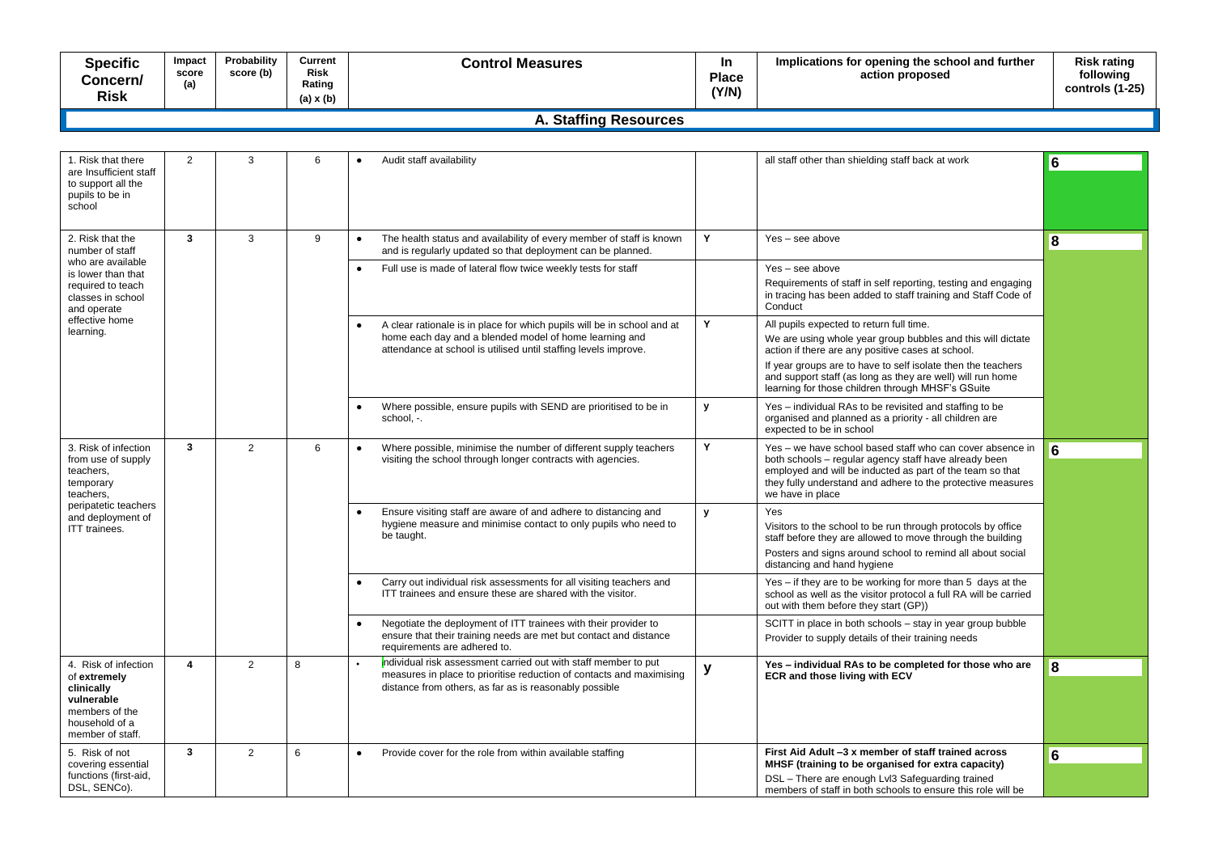| Specific Concern/ Risk | Impact score (a) | Probability score (b) | Current Risk Rating (a) x (b) | Control Measures | In Place (Y/N) | Implications for opening the school and further action proposed | Risk rating following controls (1-25) |
|---|---|---|---|---|---|---|---|
| **A. Staffing Resources** | | | | | | | |
| 1. Risk that there are Insufficient staff to support all the pupils to be in school | 2 | 3 | 6 | • Audit staff availability | | all staff other than shielding staff back at work | 6 |
| 2. Risk that the number of staff who are available is lower than that required to teach classes in school and operate effective home learning. | **3** | 3 | 9 | • The health status and availability of every member of staff is known and is regularly updated so that deployment can be planned. | Y | Yes – see above | 8 |
| | | | | • Full use is made of lateral flow twice weekly tests for staff | | Yes – see above<br>Requirements of staff in self reporting, testing and engaging in tracing has been added to staff training and Staff Code of Conduct | |
| | | | | • A clear rationale is in place for which pupils will be in school and at home each day and a blended model of home learning and attendance at school is utilised until staffing levels improve. | Y | All pupils expected to return full time.<br>We are using whole year group bubbles and this will dictate action if there are any positive cases at school.<br>If year groups are to have to self isolate then the teachers and support staff (as long as they are well) will run home learning for those children through MHSF's GSuite | |
| | | | | • Where possible, ensure pupils with SEND are prioritised to be in school, -. | y | Yes – individual RAs to be revisited and staffing to be organised and planned as a priority - all children are expected to be in school | |
| 3. Risk of infection from use of supply teachers, temporary teachers, peripatetic teachers and deployment of ITT trainees. | **3** | 2 | 6 | • Where possible, minimise the number of different supply teachers visiting the school through longer contracts with agencies. | Y | Yes – we have school based staff who can cover absence in both schools – regular agency staff have already been employed and will be inducted as part of the team so that they fully understand and adhere to the protective measures we have in place | 6 |
| | | | | • Ensure visiting staff are aware of and adhere to distancing and hygiene measure and minimise contact to only pupils who need to be taught. | y | Yes<br>Visitors to the school to be run through protocols by office staff before they are allowed to move through the building<br>Posters and signs around school to remind all about social distancing and hand hygiene | |
| | | | | • Carry out individual risk assessments for all visiting teachers and ITT trainees and ensure these are shared with the visitor. | | Yes – if they are to be working for more than 5 days at the school as well as the visitor protocol a full RA will be carried out with them before they start (GP)) | |
| | | | | • Negotiate the deployment of ITT trainees with their provider to ensure that their training needs are met but contact and distance requirements are adhered to. | | SCITT in place in both schools – stay in year group bubble<br>Provider to supply details of their training needs | |
| 4. Risk of infection of **extremely clinically vulnerable** members of the household of a member of staff. | **4** | 2 | 8 | • Individual risk assessment carried out with staff member to put measures in place to prioritise reduction of contacts and maximising distance from others, as far as is reasonably possible | **y** | **Yes – individual RAs to be completed for those who are ECR and those living with ECV** | 8 |
| 5. Risk of not covering essential functions (first-aid, DSL, SENCo). | **3** | 2 | 6 | • Provide cover for the role from within available staffing | | **First Aid Adult –3 x member of staff trained across MHSF (training to be organised for extra capacity)**<br>DSL – There are enough Lvl3 Safeguarding trained members of staff in both schools to ensure this role will be | 6 |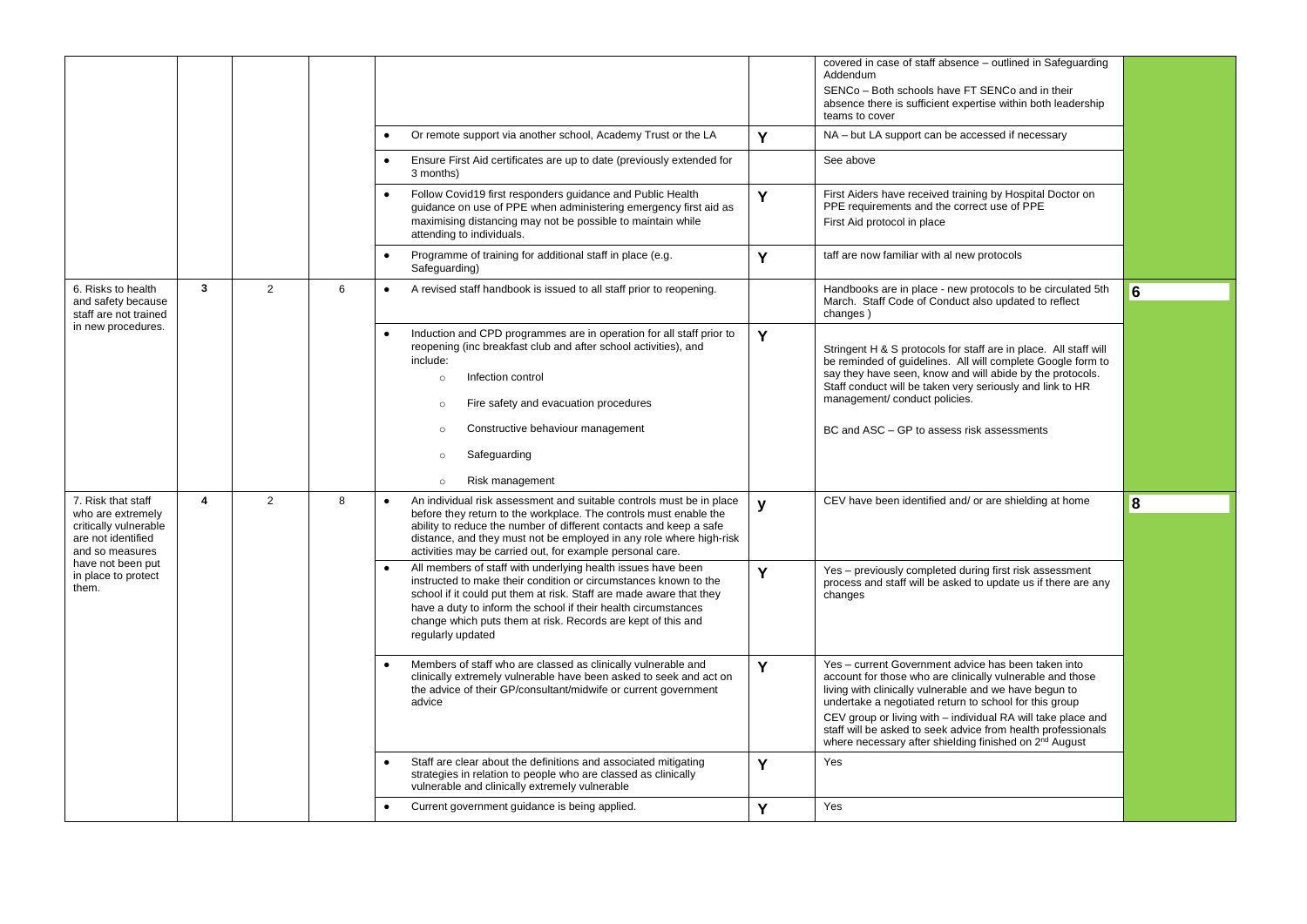| | | | | | | | |
|---|---|---|---|---|---|---|---|
| | | | | | | covered in case of staff absence – outlined in Safeguarding Addendum<br>SENCo – Both schools have FT SENCo and in their absence there is sufficient expertise within both leadership teams to cover | |
| | | | | • Or remote support via another school, Academy Trust or the LA | Y | NA – but LA support can be accessed if necessary | |
| | | | | • Ensure First Aid certificates are up to date (previously extended for 3 months) | | See above | |
| | | | | • Follow Covid19 first responders guidance and Public Health guidance on use of PPE when administering emergency first aid as maximising distancing may not be possible to maintain while attending to individuals. | Y | First Aiders have received training by Hospital Doctor on PPE requirements and the correct use of PPE<br>First Aid protocol in place | |
| | | | | • Programme of training for additional staff in place (e.g. Safeguarding) | Y | taff are now familiar with al new protocols | |
| 6. Risks to health and safety because staff are not trained in new procedures. | 3 | 2 | 6 | • A revised staff handbook is issued to all staff prior to reopening. | | Handbooks are in place - new protocols to be circulated 5th March. Staff Code of Conduct also updated to reflect changes ) | 6 |
| | | | | • Induction and CPD programmes are in operation for all staff prior to reopening (inc breakfast club and after school activities), and include:<br>○ Infection control<br>○ Fire safety and evacuation procedures<br>○ Constructive behaviour management<br>○ Safeguarding<br>○ Risk management | Y | Stringent H & S protocols for staff are in place. All staff will be reminded of guidelines. All will complete Google form to say they have seen, know and will abide by the protocols. Staff conduct will be taken very seriously and link to HR management/ conduct policies.<br><br>BC and ASC – GP to assess risk assessments | |
| 7. Risk that staff who are extremely critically vulnerable are not identified and so measures have not been put in place to protect them. | 4 | 2 | 8 | • An individual risk assessment and suitable controls must be in place before they return to the workplace. The controls must enable the ability to reduce the number of different contacts and keep a safe distance, and they must not be employed in any role where high-risk activities may be carried out, for example personal care. | y | CEV have been identified and/ or are shielding at home | 8 |
| | | | | • All members of staff with underlying health issues have been instructed to make their condition or circumstances known to the school if it could put them at risk. Staff are made aware that they have a duty to inform the school if their health circumstances change which puts them at risk. Records are kept of this and regularly updated | Y | Yes – previously completed during first risk assessment process and staff will be asked to update us if there are any changes | |
| | | | | • Members of staff who are classed as clinically vulnerable and clinically extremely vulnerable have been asked to seek and act on the advice of their GP/consultant/midwife or current government advice | Y | Yes – current Government advice has been taken into account for those who are clinically vulnerable and those living with clinically vulnerable and we have begun to undertake a negotiated return to school for this group<br>CEV group or living with – individual RA will take place and staff will be asked to seek advice from health professionals where necessary after shielding finished on 2nd August | |
| | | | | • Staff are clear about the definitions and associated mitigating strategies in relation to people who are classed as clinically vulnerable and clinically extremely vulnerable | Y | Yes | |
| | | | | • Current government guidance is being applied. | Y | Yes | |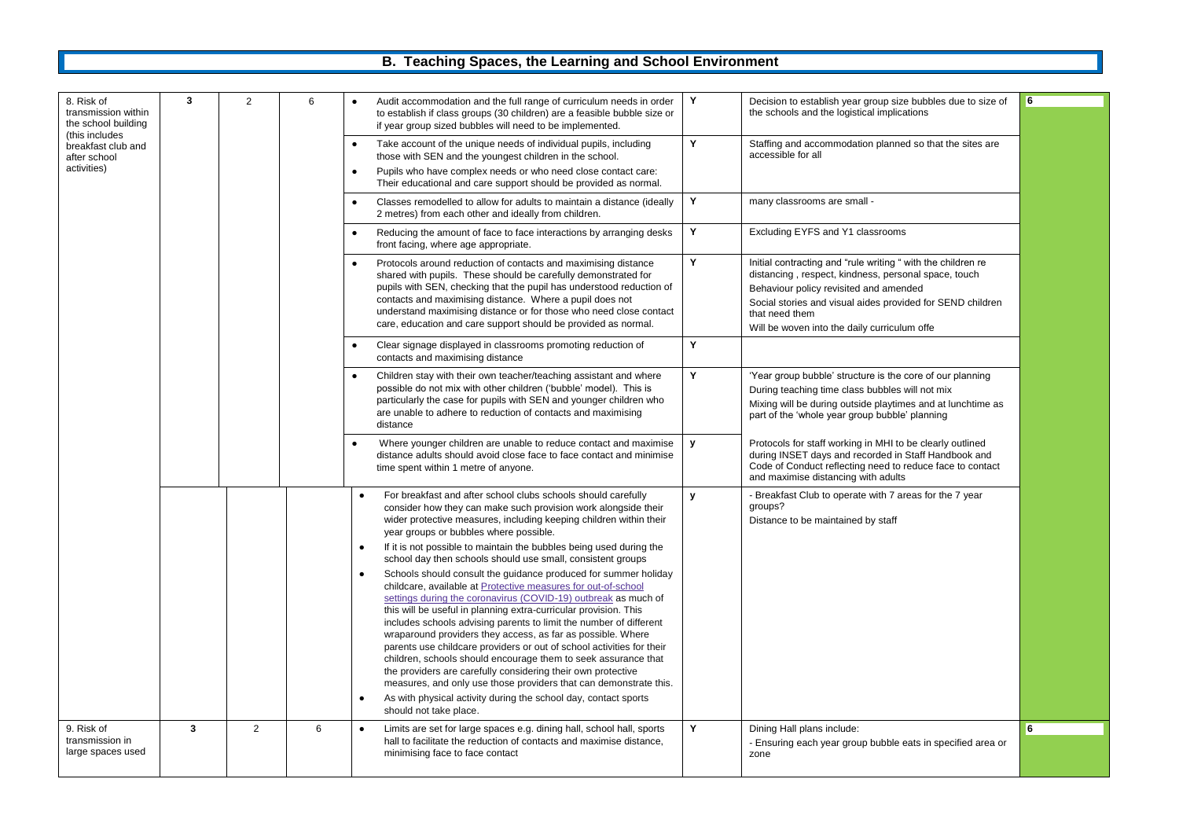## B. Teaching Spaces, the Learning and School Environment

| | | | | | | | |
|---|---|---|---|---|---|---|---|
| 8. Risk of transmission within the school building (this includes breakfast club and after school activities) | 3 | 2 | 6 | • Audit accommodation and the full range of curriculum needs in order to establish if class groups (30 children) are a feasible bubble size or if year group sized bubbles will need to be implemented. | Y | Decision to establish year group size bubbles due to size of the schools and the logistical implications | 6 |
| | | | | • Take account of the unique needs of individual pupils, including those with SEN and the youngest children in the school.<br>• Pupils who have complex needs or who need close contact care: Their educational and care support should be provided as normal. | Y | Staffing and accommodation planned so that the sites are accessible for all | |
| | | | | • Classes remodelled to allow for adults to maintain a distance (ideally 2 metres) from each other and ideally from children. | Y | many classrooms are small - | |
| | | | | • Reducing the amount of face to face interactions by arranging desks front facing, where age appropriate. | Y | Excluding EYFS and Y1 classrooms | |
| | | | | • Protocols around reduction of contacts and maximising distance shared with pupils. These should be carefully demonstrated for pupils with SEN, checking that the pupil has understood reduction of contacts and maximising distance. Where a pupil does not understand maximising distance or for those who need close contact care, education and care support should be provided as normal. | Y | Initial contracting and "rule writing " with the children re distancing , respect, kindness, personal space, touch<br>Behaviour policy revisited and amended<br>Social stories and visual aides provided for SEND children that need them<br>Will be woven into the daily curriculum offe | |
| | | | | • Clear signage displayed in classrooms promoting reduction of contacts and maximising distance | Y | | |
| | | | | • Children stay with their own teacher/teaching assistant and where possible do not mix with other children ('bubble' model). This is particularly the case for pupils with SEN and younger children who are unable to adhere to reduction of contacts and maximising distance | Y | 'Year group bubble' structure is the core of our planning<br>During teaching time class bubbles will not mix<br>Mixing will be during outside playtimes and at lunchtime as part of the 'whole year group bubble' planning | |
| | | | | • Where younger children are unable to reduce contact and maximise distance adults should avoid close face to face contact and minimise time spent within 1 metre of anyone. | y | Protocols for staff working in MHI to be clearly outlined during INSET days and recorded in Staff Handbook and Code of Conduct reflecting need to reduce face to contact and maximise distancing with adults | |
| | | | | • For breakfast and after school clubs schools should carefully consider how they can make such provision work alongside their wider protective measures, including keeping children within their year groups or bubbles where possible.<br>• If it is not possible to maintain the bubbles being used during the school day then schools should use small, consistent groups<br>• Schools should consult the guidance produced for summer holiday childcare, available at [Protective measures for out-of-school settings during the coronavirus (COVID-19) outbreak] as much of this will be useful in planning extra-curricular provision. This includes schools advising parents to limit the number of different wraparound providers they access, as far as possible. Where parents use childcare providers or out of school activities for their children, schools should encourage them to seek assurance that the providers are carefully considering their own protective measures, and only use those providers that can demonstrate this.<br>• As with physical activity during the school day, contact sports should not take place. | y | - Breakfast Club to operate with 7 areas for the 7 year groups?<br>Distance to be maintained by staff | |
| 9. Risk of transmission in large spaces used | 3 | 2 | 6 | • Limits are set for large spaces e.g. dining hall, school hall, sports hall to facilitate the reduction of contacts and maximise distance, minimising face to face contact | Y | Dining Hall plans include:<br>- Ensuring each year group bubble eats in specified area or zone | 6 |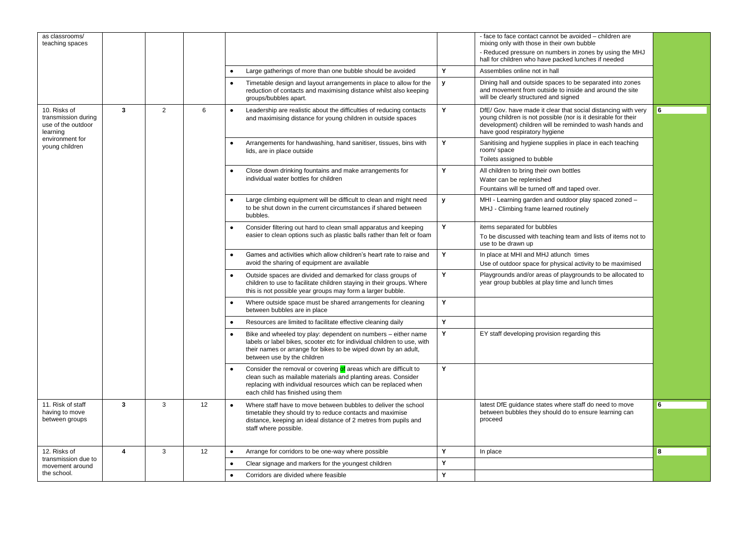| | | | | | | | |
|---|---|---|---|---|---|---|---|
| as classrooms/ teaching spaces | | | | | | - face to face contact cannot be avoided – children are mixing only with those in their own bubble<br>- Reduced pressure on numbers in zones by using the MHJ hall for children who have packed lunches if needed | |
| | | | | • Large gatherings of more than one bubble should be avoided | Y | Assemblies online not in hall | |
| | | | | • Timetable design and layout arrangements in place to allow for the reduction of contacts and maximising distance whilst also keeping groups/bubbles apart. | y | Dining hall and outside spaces to be separated into zones and movement from outside to inside and around the site will be clearly structured and signed | |
| 10. Risks of transmission during use of the outdoor learning environment for young children | 3 | 2 | 6 | • Leadership are realistic about the difficulties of reducing contacts and maximising distance for young children in outside spaces | Y | DfE/ Gov. have made it clear that social distancing with very young children is not possible (nor is it desirable for their development) children will be reminded to wash hands and have good respiratory hygiene | 6 |
| | | | | • Arrangements for handwashing, hand sanitiser, tissues, bins with lids, are in place outside | Y | Sanitising and hygiene supplies in place in each teaching room/ space<br>Toilets assigned to bubble | |
| | | | | • Close down drinking fountains and make arrangements for individual water bottles for children | Y | All children to bring their own bottles<br>Water can be replenished<br>Fountains will be turned off and taped over. | |
| | | | | • Large climbing equipment will be difficult to clean and might need to be shut down in the current circumstances if shared between bubbles. | y | MHI - Learning garden and outdoor play spaced zoned –<br>MHJ - Climbing frame learned routinely | |
| | | | | • Consider filtering out hard to clean small apparatus and keeping easier to clean options such as plastic balls rather than felt or foam | Y | items separated for bubbles<br>To be discussed with teaching team and lists of items not to use to be drawn up | |
| | | | | • Games and activities which allow children's heart rate to raise and avoid the sharing of equipment are available | Y | In place at MHI and MHJ atlunch times<br>Use of outdoor space for physical activity to be maximised | |
| | | | | • Outside spaces are divided and demarked for class groups of children to use to facilitate children staying in their groups. Where this is not possible year groups may form a larger bubble. | Y | Playgrounds and/or areas of playgrounds to be allocated to year group bubbles at play time and lunch times | |
| | | | | • Where outside space must be shared arrangements for cleaning between bubbles are in place | Y | | |
| | | | | • Resources are limited to facilitate effective cleaning daily | Y | | |
| | | | | • Bike and wheeled toy play: dependent on numbers – either name labels or label bikes, scooter etc for individual children to use, with their names or arrange for bikes to be wiped down by an adult, between use by the children | Y | EY staff developing provision regarding this | |
| | | | | • Consider the removal or covering of areas which are difficult to clean such as mailable materials and planting areas. Consider replacing with individual resources which can be replaced when each child has finished using them | Y | | |
| 11. Risk of staff having to move between groups | 3 | 3 | 12 | • Where staff have to move between bubbles to deliver the school timetable they should try to reduce contacts and maximise distance, keeping an ideal distance of 2 metres from pupils and staff where possible. | | latest DfE guidance states where staff do need to move between bubbles they should do to ensure learning can proceed | 6 |
| 12. Risks of transmission due to movement around the school. | 4 | 3 | 12 | • Arrange for corridors to be one-way where possible | Y | In place | 8 |
| | | | | • Clear signage and markers for the youngest children | Y | | |
| | | | | • Corridors are divided where feasible | Y | | |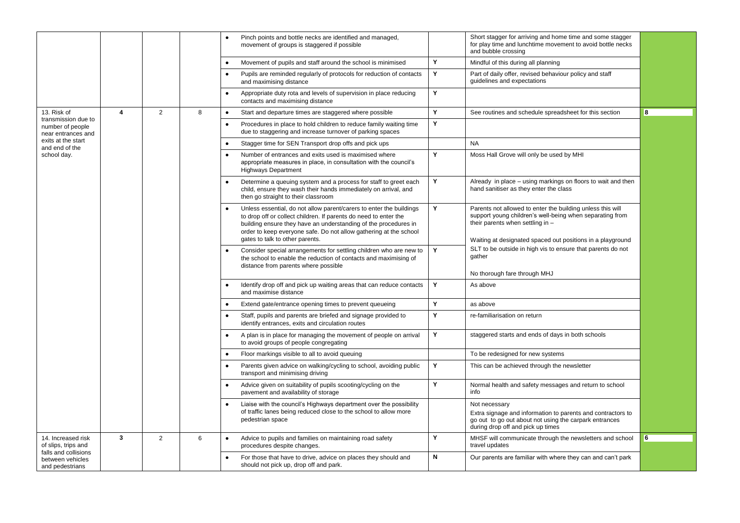| | | | | | | | |
|---|---|---|---|---|---|---|---|
| | | | | • Pinch points and bottle necks are identified and managed, movement of groups is staggered if possible | | Short stagger for arriving and home time and some stagger for play time and lunchtime movement to avoid bottle necks and bubble crossing | |
| | | | | • Movement of pupils and staff around the school is minimised | Y | Mindful of this during all planning | |
| | | | | • Pupils are reminded regularly of protocols for reduction of contacts and maximising distance | Y | Part of daily offer, revised behaviour policy and staff guidelines and expectations | |
| | | | | • Appropriate duty rota and levels of supervision in place reducing contacts and maximising distance | Y | | |
| 13. Risk of transmission due to number of people near entrances and exits at the start and end of the school day. | **4** | 2 | 8 | • Start and departure times are staggered where possible | Y | See routines and schedule spreadsheet for this section | **8** |
| | | | | • Procedures in place to hold children to reduce family waiting time due to staggering and increase turnover of parking spaces | Y | | |
| | | | | • Stagger time for SEN Transport drop offs and pick ups | | NA | |
| | | | | • Number of entrances and exits used is maximised where appropriate measures in place, in consultation with the council's Highways Department | Y | Moss Hall Grove will only be used by MHI | |
| | | | | • Determine a queuing system and a process for staff to greet each child, ensure they wash their hands immediately on arrival, and then go straight to their classroom | Y | Already in place – using markings on floors to wait and then hand sanitiser as they enter the class | |
| | | | | • Unless essential, do not allow parent/carers to enter the buildings to drop off or collect children. If parents do need to enter the building ensure they have an understanding of the procedures in order to keep everyone safe. Do not allow gathering at the school gates to talk to other parents. | Y | Parents not allowed to enter the building unless this will support young children's well-being when separating from their parents when settling in –<br><br>Waiting at designated spaced out positions in a playground | |
| | | | | • Consider special arrangements for settling children who are new to the school to enable the reduction of contacts and maximising of distance from parents where possible | Y | SLT to be outside in high vis to ensure that parents do not gather<br><br>No thorough fare through MHJ | |
| | | | | • Identify drop off and pick up waiting areas that can reduce contacts and maximise distance | Y | As above | |
| | | | | • Extend gate/entrance opening times to prevent queueing | Y | as above | |
| | | | | • Staff, pupils and parents are briefed and signage provided to identify entrances, exits and circulation routes | Y | re-familiarisation on return | |
| | | | | • A plan is in place for managing the movement of people on arrival to avoid groups of people congregating | Y | staggered starts and ends of days in both schools | |
| | | | | • Floor markings visible to all to avoid queuing | | To be redesigned for new systems | |
| | | | | • Parents given advice on walking/cycling to school, avoiding public transport and minimising driving | Y | This can be achieved through the newsletter | |
| | | | | • Advice given on suitability of pupils scooting/cycling on the pavement and availability of storage | Y | Normal health and safety messages and return to school info | |
| | | | | • Liaise with the council's Highways department over the possibility of traffic lanes being reduced close to the school to allow more pedestrian space | | Not necessary<br>Extra signage and information to parents and contractors to go out to go out about not using the carpark entrances during drop off and pick up times | |
| 14. Increased risk of slips, trips and falls and collisions between vehicles and pedestrians | **3** | 2 | 6 | • Advice to pupils and families on maintaining road safety procedures despite changes. | Y | MHSF will communicate through the newsletters and school travel updates | **6** |
| | | | | • For those that have to drive, advice on places they should and should not pick up, drop off and park. | N | Our parents are familiar with where they can and can't park | |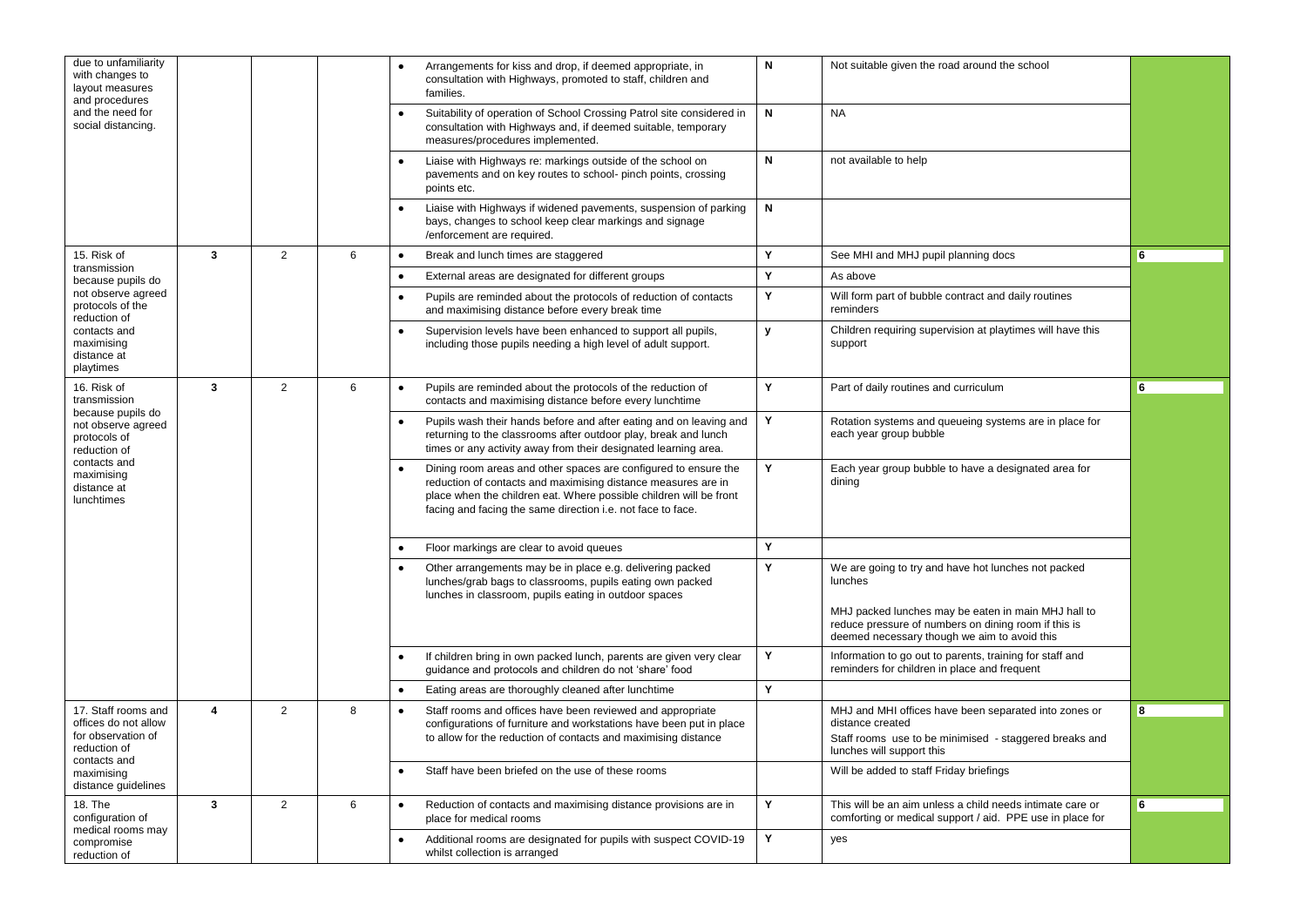| | | | | | | | |
|---|---|---|---|---|---|---|---|
| due to unfamiliarity with changes to layout measures and procedures and the need for social distancing. | | | | • Arrangements for kiss and drop, if deemed appropriate, in consultation with Highways, promoted to staff, children and families. | N | Not suitable given the road around the school | |
| | | | | • Suitability of operation of School Crossing Patrol site considered in consultation with Highways and, if deemed suitable, temporary measures/procedures implemented. | N | NA | |
| | | | | • Liaise with Highways re: markings outside of the school on pavements and on key routes to school- pinch points, crossing points etc. | N | not available to help | |
| | | | | • Liaise with Highways if widened pavements, suspension of parking bays, changes to school keep clear markings and signage /enforcement are required. | N | | |
| 15. Risk of transmission because pupils do not observe agreed protocols of the reduction of contacts and maximising distance at playtimes | 3 | 2 | 6 | • Break and lunch times are staggered | Y | See MHI and MHJ pupil planning docs | 6 |
| | | | | • External areas are designated for different groups | Y | As above | |
| | | | | • Pupils are reminded about the protocols of reduction of contacts and maximising distance before every break time | Y | Will form part of bubble contract and daily routines reminders | |
| | | | | • Supervision levels have been enhanced to support all pupils, including those pupils needing a high level of adult support. | y | Children requiring supervision at playtimes will have this support | |
| 16. Risk of transmission because pupils do not observe agreed protocols of reduction of contacts and maximising distance at lunchtimes | 3 | 2 | 6 | • Pupils are reminded about the protocols of the reduction of contacts and maximising distance before every lunchtime | Y | Part of daily routines and curriculum | 6 |
| | | | | • Pupils wash their hands before and after eating and on leaving and returning to the classrooms after outdoor play, break and lunch times or any activity away from their designated learning area. | Y | Rotation systems and queueing systems are in place for each year group bubble | |
| | | | | • Dining room areas and other spaces are configured to ensure the reduction of contacts and maximising distance measures are in place when the children eat. Where possible children will be front facing and facing the same direction i.e. not face to face. | Y | Each year group bubble to have a designated area for dining | |
| | | | | • Floor markings are clear to avoid queues | Y | | |
| | | | | • Other arrangements may be in place e.g. delivering packed lunches/grab bags to classrooms, pupils eating own packed lunches in classroom, pupils eating in outdoor spaces | Y | We are going to try and have hot lunches not packed lunches<br><br>MHJ packed lunches may be eaten in main MHJ hall to reduce pressure of numbers on dining room if this is deemed necessary though we aim to avoid this | |
| | | | | • If children bring in own packed lunch, parents are given very clear guidance and protocols and children do not 'share' food | Y | Information to go out to parents, training for staff and reminders for children in place and frequent | |
| | | | | • Eating areas are thoroughly cleaned after lunchtime | Y | | |
| 17. Staff rooms and offices do not allow for observation of reduction of contacts and maximising distance guidelines | 4 | 2 | 8 | • Staff rooms and offices have been reviewed and appropriate configurations of furniture and workstations have been put in place to allow for the reduction of contacts and maximising distance | | MHJ and MHI offices have been separated into zones or distance created<br>Staff rooms use to be minimised - staggered breaks and lunches will support this | 8 |
| | | | | • Staff have been briefed on the use of these rooms | | Will be added to staff Friday briefings | |
| 18. The configuration of medical rooms may compromise reduction of | 3 | 2 | 6 | • Reduction of contacts and maximising distance provisions are in place for medical rooms | Y | This will be an aim unless a child needs intimate care or comforting or medical support / aid. PPE use in place for | 6 |
| | | | | • Additional rooms are designated for pupils with suspect COVID-19 whilst collection is arranged | Y | yes | |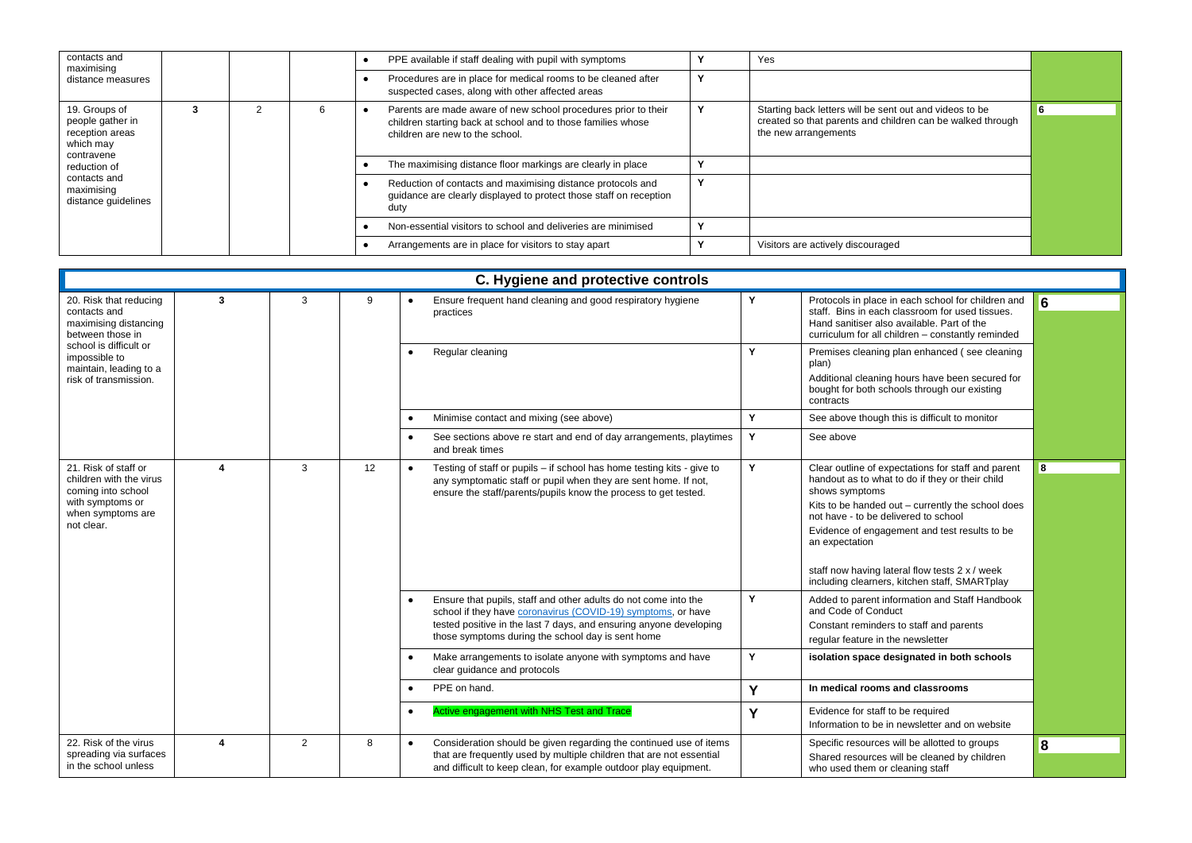| | | | | | | | |
|---|---|---|---|---|---|---|---|
| contacts and maximising distance measures | | | | • PPE available if staff dealing with pupil with symptoms | Y | Yes | |
| | | | | • Procedures are in place for medical rooms to be cleaned after suspected cases, along with other affected areas | Y | | |
| 19. Groups of people gather in reception areas which may contravene reduction of contacts and maximising distance guidelines | 3 | 2 | 6 | • Parents are made aware of new school procedures prior to their children starting back at school and to those families whose children are new to the school. | Y | Starting back letters will be sent out and videos to be created so that parents and children can be walked through the new arrangements | 6 |
| | | | | • The maximising distance floor markings are clearly in place | Y | | |
| | | | | • Reduction of contacts and maximising distance protocols and guidance are clearly displayed to protect those staff on reception duty | Y | | |
| | | | | • Non-essential visitors to school and deliveries are minimised | Y | | |
| | | | | • Arrangements are in place for visitors to stay apart | Y | Visitors are actively discouraged | |

## C. Hygiene and protective controls

| | | | | | | | |
|---|---|---|---|---|---|---|---|
| 20. Risk that reducing contacts and maximising distancing between those in school is difficult or impossible to maintain, leading to a risk of transmission. | 3 | 3 | 9 | • Ensure frequent hand cleaning and good respiratory hygiene practices | Y | Protocols in place in each school for children and staff. Bins in each classroom for used tissues. Hand sanitiser also available. Part of the curriculum for all children – constantly reminded | 6 |
| | | | | • Regular cleaning | Y | Premises cleaning plan enhanced ( see cleaning plan)<br>Additional cleaning hours have been secured for bought for both schools through our existing contracts | |
| | | | | • Minimise contact and mixing (see above) | Y | See above though this is difficult to monitor | |
| | | | | • See sections above re start and end of day arrangements, playtimes and break times | Y | See above | |
| 21. Risk of staff or children with the virus coming into school with symptoms or when symptoms are not clear. | 4 | 3 | 12 | • Testing of staff or pupils – if school has home testing kits - give to any symptomatic staff or pupil when they are sent home. If not, ensure the staff/parents/pupils know the process to get tested. | Y | Clear outline of expectations for staff and parent handout as to what to do if they or their child shows symptoms<br>Kits to be handed out – currently the school does not have - to be delivered to school<br>Evidence of engagement and test results to be an expectation<br><br>staff now having lateral flow tests 2 x / week including clearners, kitchen staff, SMARTplay | 8 |
| | | | | • Ensure that pupils, staff and other adults do not come into the school if they have coronavirus (COVID-19) symptoms, or have tested positive in the last 7 days, and ensuring anyone developing those symptoms during the school day is sent home | Y | Added to parent information and Staff Handbook and Code of Conduct<br>Constant reminders to staff and parents<br>regular feature in the newsletter | |
| | | | | • Make arrangements to isolate anyone with symptoms and have clear guidance and protocols | Y | **isolation space designated in both schools** | |
| | | | | • PPE on hand. | Y | **In medical rooms and classrooms** | |
| | | | | • Active engagement with NHS Test and Trace | Y | Evidence for staff to be required<br>Information to be in newsletter and on website | |
| 22. Risk of the virus spreading via surfaces in the school unless | 4 | 2 | 8 | • Consideration should be given regarding the continued use of items that are frequently used by multiple children that are not essential and difficult to keep clean, for example outdoor play equipment. | | Specific resources will be allotted to groups<br>Shared resources will be cleaned by children who used them or cleaning staff | 8 |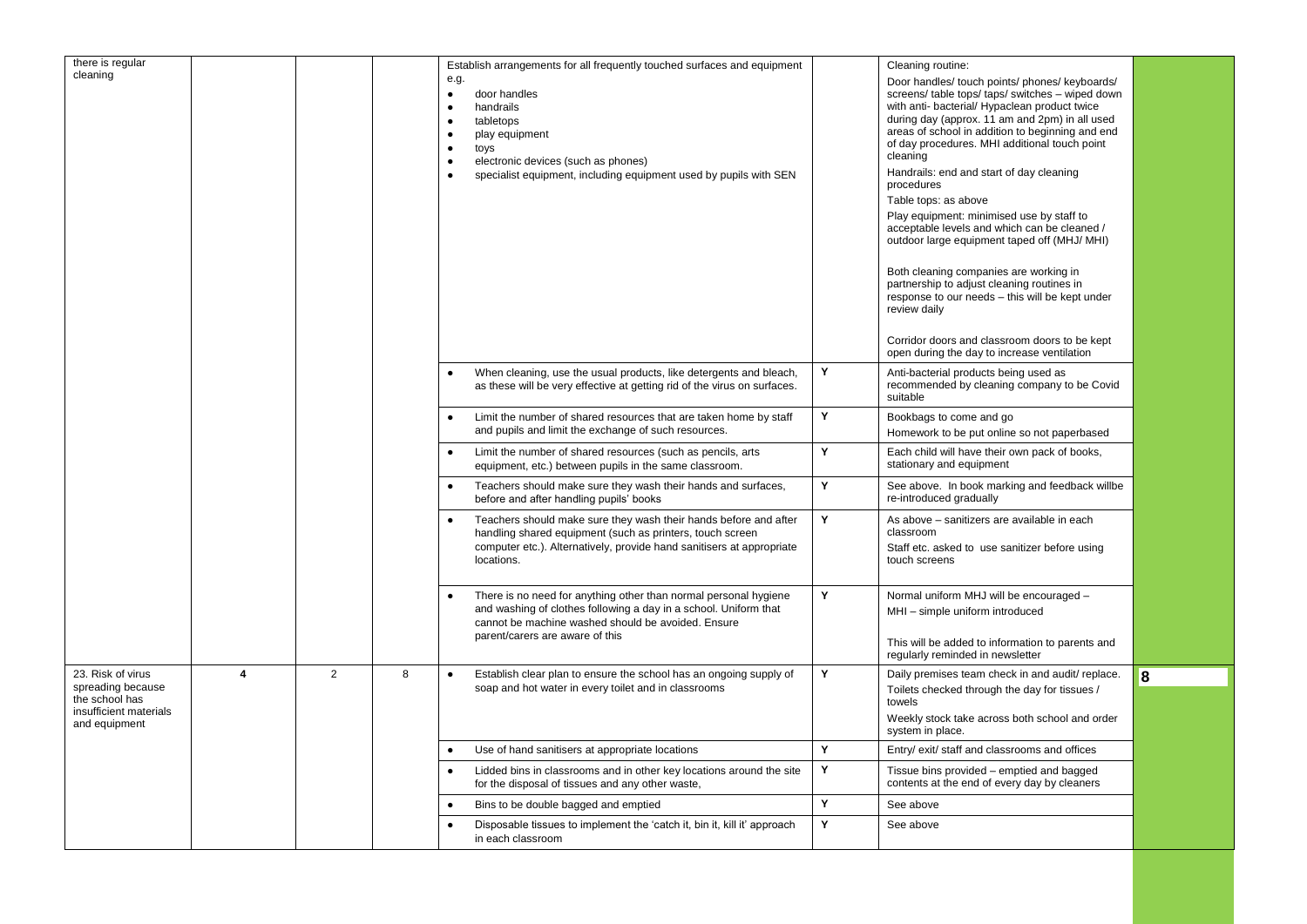| | | | | | | | |
|---|---|---|---|---|---|---|---|
| there is regular cleaning | | | | Establish arrangements for all frequently touched surfaces and equipment e.g.<br>• door handles<br>• handrails<br>• tabletops<br>• play equipment<br>• toys<br>• electronic devices (such as phones)<br>• specialist equipment, including equipment used by pupils with SEN | | Cleaning routine:<br>Door handles/ touch points/ phones/ keyboards/ screens/ table tops/ taps/ switches – wiped down with anti- bacterial/ Hypaclean product twice during day (approx. 11 am and 2pm) in all used areas of school in addition to beginning and end of day procedures. MHI additional touch point cleaning<br>Handrails: end and start of day cleaning procedures<br>Table tops: as above<br>Play equipment: minimised use by staff to acceptable levels and which can be cleaned / outdoor large equipment taped off (MHJ/ MHI)<br><br>Both cleaning companies are working in partnership to adjust cleaning routines in response to our needs – this will be kept under review daily<br><br>Corridor doors and classroom doors to be kept open during the day to increase ventilation | |
| | | | | • When cleaning, use the usual products, like detergents and bleach, as these will be very effective at getting rid of the virus on surfaces. | Y | Anti-bacterial products being used as recommended by cleaning company to be Covid suitable | |
| | | | | • Limit the number of shared resources that are taken home by staff and pupils and limit the exchange of such resources. | Y | Bookbags to come and go<br>Homework to be put online so not paperbased | |
| | | | | • Limit the number of shared resources (such as pencils, arts equipment, etc.) between pupils in the same classroom. | Y | Each child will have their own pack of books, stationary and equipment | |
| | | | | • Teachers should make sure they wash their hands and surfaces, before and after handling pupils' books | Y | See above. In book marking and feedback willbe re-introduced gradually | |
| | | | | • Teachers should make sure they wash their hands before and after handling shared equipment (such as printers, touch screen computer etc.). Alternatively, provide hand sanitisers at appropriate locations. | Y | As above – sanitizers are available in each classroom<br>Staff etc. asked to use sanitizer before using touch screens | |
| | | | | • There is no need for anything other than normal personal hygiene and washing of clothes following a day in a school. Uniform that cannot be machine washed should be avoided. Ensure parent/carers are aware of this | Y | Normal uniform MHJ will be encouraged –<br>MHI – simple uniform introduced<br><br>This will be added to information to parents and regularly reminded in newsletter | |
| 23. Risk of virus spreading because the school has insufficient materials and equipment | **4** | 2 | 8 | • Establish clear plan to ensure the school has an ongoing supply of soap and hot water in every toilet and in classrooms | Y | Daily premises team check in and audit/ replace.<br>Toilets checked through the day for tissues / towels<br>Weekly stock take across both school and order system in place. | **8** |
| | | | | • Use of hand sanitisers at appropriate locations | Y | Entry/ exit/ staff and classrooms and offices | |
| | | | | • Lidded bins in classrooms and in other key locations around the site for the disposal of tissues and any other waste, | Y | Tissue bins provided – emptied and bagged contents at the end of every day by cleaners | |
| | | | | • Bins to be double bagged and emptied | Y | See above | |
| | | | | • Disposable tissues to implement the 'catch it, bin it, kill it' approach in each classroom | Y | See above | |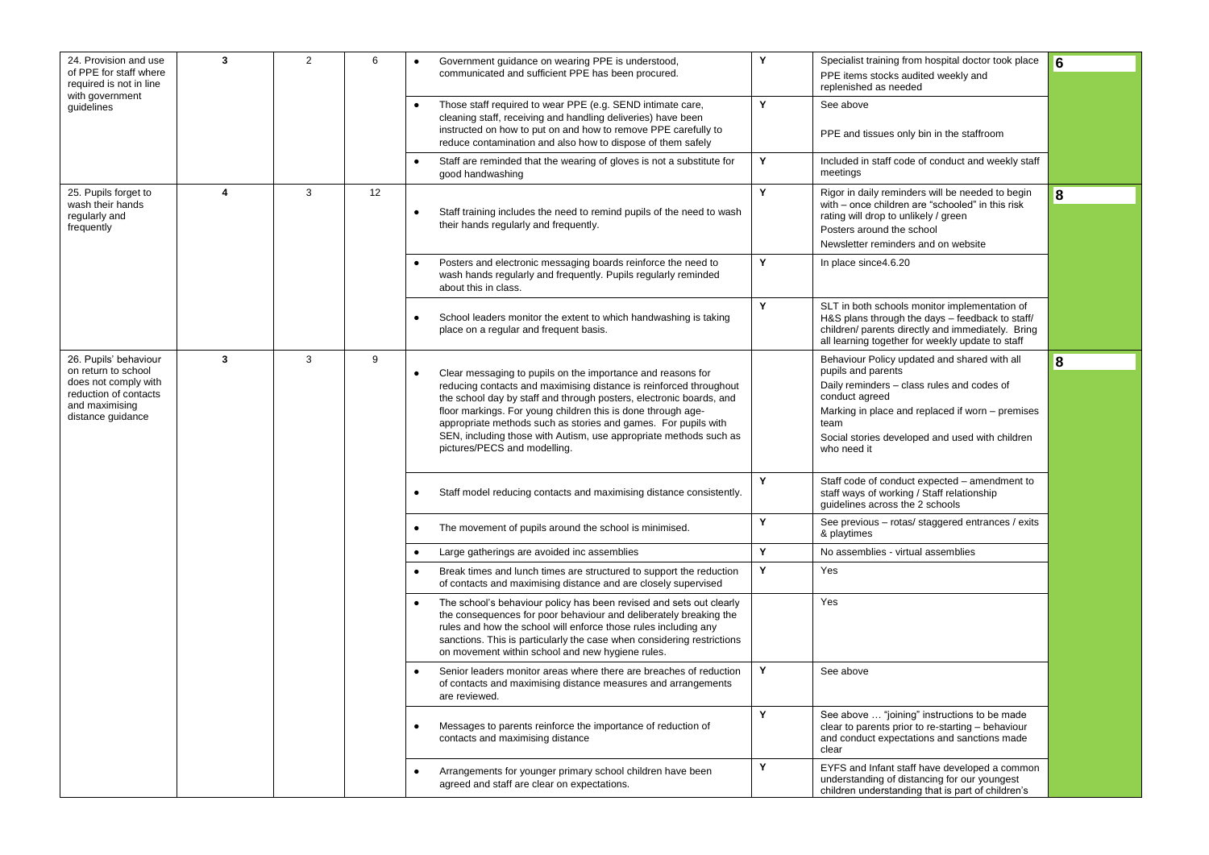| 24. Provision and use of PPE for staff where required is not in line with government guidelines | 3 | 2 | 6 | • Government guidance on wearing PPE is understood, communicated and sufficient PPE has been procured. | Y | Specialist training from hospital doctor took place<br>PPE items stocks audited weekly and replenished as needed | 6 |
|---|---|---|---|---|---|---|---|
| | | | | • Those staff required to wear PPE (e.g. SEND intimate care, cleaning staff, receiving and handling deliveries) have been instructed on how to put on and how to remove PPE carefully to reduce contamination and also how to dispose of them safely | Y | See above<br><br>PPE and tissues only bin in the staffroom | |
| | | | | • Staff are reminded that the wearing of gloves is not a substitute for good handwashing | Y | Included in staff code of conduct and weekly staff meetings | |
| 25. Pupils forget to wash their hands regularly and frequently | 4 | 3 | 12 | • Staff training includes the need to remind pupils of the need to wash their hands regularly and frequently. | Y | Rigor in daily reminders will be needed to begin with – once children are "schooled" in this risk rating will drop to unlikely / green<br>Posters around the school<br>Newsletter reminders and on website | 8 |
| | | | | • Posters and electronic messaging boards reinforce the need to wash hands regularly and frequently. Pupils regularly reminded about this in class. | Y | In place since4.6.20 | |
| | | | | • School leaders monitor the extent to which handwashing is taking place on a regular and frequent basis. | Y | SLT in both schools monitor implementation of H&S plans through the days – feedback to staff/ children/ parents directly and immediately. Bring all learning together for weekly update to staff | |
| 26. Pupils' behaviour on return to school does not comply with reduction of contacts and maximising distance guidance | 3 | 3 | 9 | • Clear messaging to pupils on the importance and reasons for reducing contacts and maximising distance is reinforced throughout the school day by staff and through posters, electronic boards, and floor markings. For young children this is done through age-appropriate methods such as stories and games. For pupils with SEN, including those with Autism, use appropriate methods such as pictures/PECS and modelling. | | Behaviour Policy updated and shared with all pupils and parents<br>Daily reminders – class rules and codes of conduct agreed<br>Marking in place and replaced if worn – premises team<br>Social stories developed and used with children who need it | 8 |
| | | | | • Staff model reducing contacts and maximising distance consistently. | Y | Staff code of conduct expected – amendment to staff ways of working / Staff relationship guidelines across the 2 schools | |
| | | | | • The movement of pupils around the school is minimised. | Y | See previous – rotas/ staggered entrances / exits & playtimes | |
| | | | | • Large gatherings are avoided inc assemblies | Y | No assemblies - virtual assemblies | |
| | | | | • Break times and lunch times are structured to support the reduction of contacts and maximising distance and are closely supervised | Y | Yes | |
| | | | | • The school's behaviour policy has been revised and sets out clearly the consequences for poor behaviour and deliberately breaking the rules and how the school will enforce those rules including any sanctions. This is particularly the case when considering restrictions on movement within school and new hygiene rules. | | Yes | |
| | | | | • Senior leaders monitor areas where there are breaches of reduction of contacts and maximising distance measures and arrangements are reviewed. | Y | See above | |
| | | | | • Messages to parents reinforce the importance of reduction of contacts and maximising distance | Y | See above … "joining" instructions to be made clear to parents prior to re-starting – behaviour and conduct expectations and sanctions made clear | |
| | | | | • Arrangements for younger primary school children have been agreed and staff are clear on expectations. | Y | EYFS and Infant staff have developed a common understanding of distancing for our youngest children understanding that is part of children's | |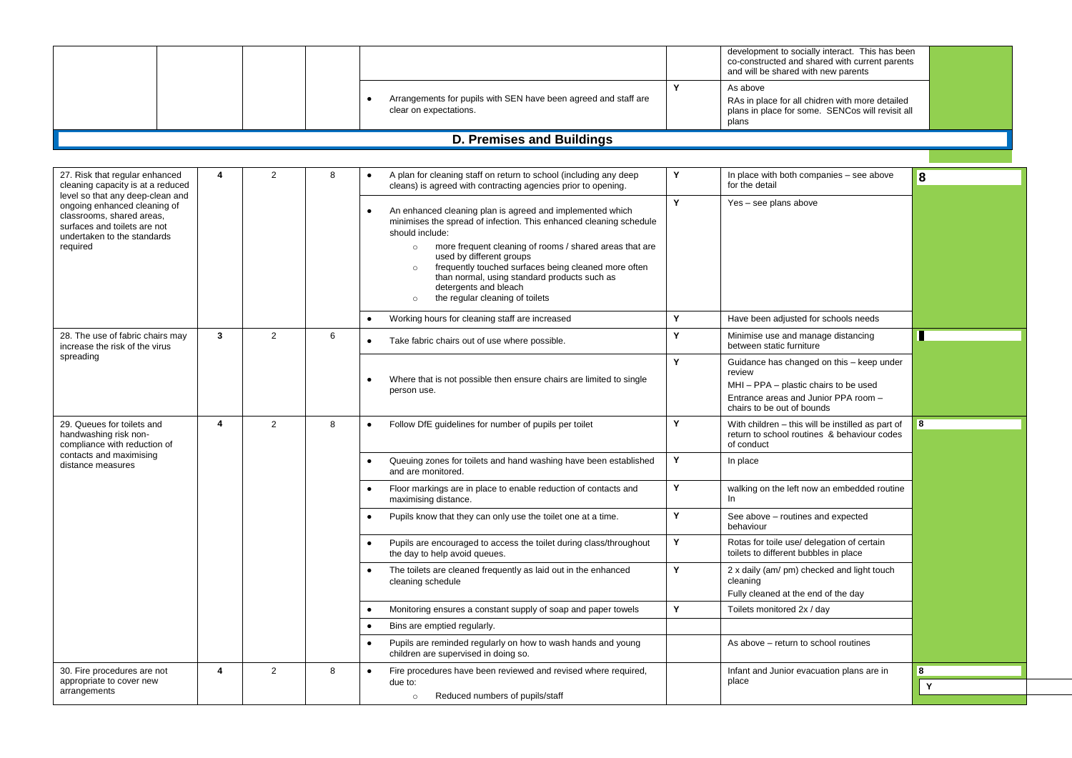| | | | | | | | |
|---|---|---|---|---|---|---|---|
| | | | | | | development to socially interact. This has been co-constructed and shared with current parents and will be shared with new parents | |
| | | | | • Arrangements for pupils with SEN have been agreed and staff are clear on expectations. | Y | As above<br>RAs in place for all chidren with more detailed plans in place for some. SENCos will revisit all plans | |

## D. Premises and Buildings

| | | | | | | | |
|---|---|---|---|---|---|---|---|
| 27. Risk that regular enhanced cleaning capacity is at a reduced level so that any deep-clean and ongoing enhanced cleaning of classrooms, shared areas, surfaces and toilets are not undertaken to the standards required | 4 | 2 | 8 | • A plan for cleaning staff on return to school (including any deep cleans) is agreed with contracting agencies prior to opening. | Y | In place with both companies – see above for the detail | 8 |
| | | | | • An enhanced cleaning plan is agreed and implemented which minimises the spread of infection. This enhanced cleaning schedule should include:<br>○ more frequent cleaning of rooms / shared areas that are used by different groups<br>○ frequently touched surfaces being cleaned more often than normal, using standard products such as detergents and bleach<br>○ the regular cleaning of toilets | Y | Yes – see plans above | |
| | | | | • Working hours for cleaning staff are increased | Y | Have been adjusted for schools needs | |
| 28. The use of fabric chairs may increase the risk of the virus spreading | 3 | 2 | 6 | • Take fabric chairs out of use where possible. | Y | Minimise use and manage distancing between static furniture | |
| | | | | • Where that is not possible then ensure chairs are limited to single person use. | Y | Guidance has changed on this – keep under review<br>MHI – PPA – plastic chairs to be used<br>Entrance areas and Junior PPA room – chairs to be out of bounds | |
| 29. Queues for toilets and handwashing risk non-compliance with reduction of contacts and maximising distance measures | 4 | 2 | 8 | • Follow DfE guidelines for number of pupils per toilet | Y | With children – this will be instilled as part of return to school routines & behaviour codes of conduct | 8 |
| | | | | • Queuing zones for toilets and hand washing have been established and are monitored. | Y | In place | |
| | | | | • Floor markings are in place to enable reduction of contacts and maximising distance. | Y | walking on the left now an embedded routine In | |
| | | | | • Pupils know that they can only use the toilet one at a time. | Y | See above – routines and expected behaviour | |
| | | | | • Pupils are encouraged to access the toilet during class/throughout the day to help avoid queues. | Y | Rotas for toile use/ delegation of certain toilets to different bubbles in place | |
| | | | | • The toilets are cleaned frequently as laid out in the enhanced cleaning schedule | Y | 2 x daily (am/ pm) checked and light touch cleaning<br>Fully cleaned at the end of the day | |
| | | | | • Monitoring ensures a constant supply of soap and paper towels | Y | Toilets monitored 2x / day | |
| | | | | • Bins are emptied regularly. | | | |
| | | | | • Pupils are reminded regularly on how to wash hands and young children are supervised in doing so. | | As above – return to school routines | |
| 30. Fire procedures are not appropriate to cover new arrangements | 4 | 2 | 8 | • Fire procedures have been reviewed and revised where required, due to:<br>○ Reduced numbers of pupils/staff | | Infant and Junior evacuation plans are in place | 8<br>Y |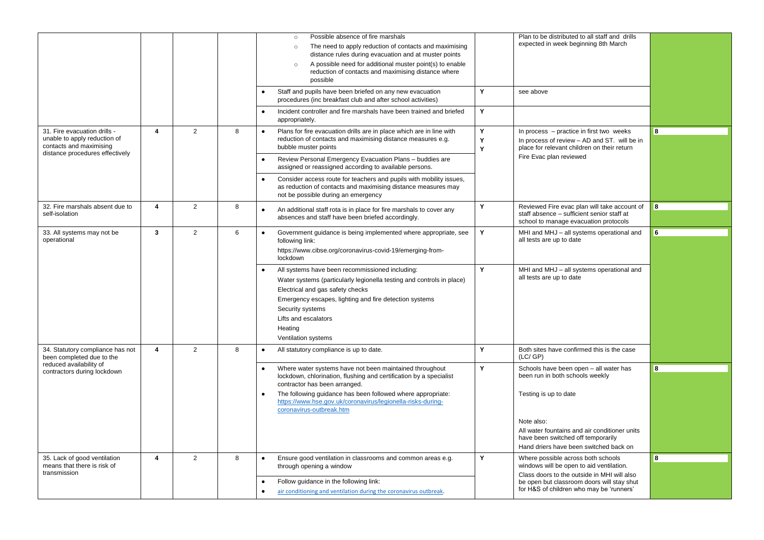| | | | | | | | |
|---|---|---|---|---|---|---|---|
| | | | | ◦ Possible absence of fire marshals<br>◦ The need to apply reduction of contacts and maximising distance rules during evacuation and at muster points<br>◦ A possible need for additional muster point(s) to enable reduction of contacts and maximising distance where possible | | Plan to be distributed to all staff and drills expected in week beginning 8th March | |
| | | | | • Staff and pupils have been briefed on any new evacuation procedures (inc breakfast club and after school activities) | Y | see above | |
| | | | | • Incident controller and fire marshals have been trained and briefed appropriately. | Y | | |
| 31. Fire evacuation drills - unable to apply reduction of contacts and maximising distance procedures effectively | 4 | 2 | 8 | • Plans for fire evacuation drills are in place which are in line with reduction of contacts and maximising distance measures e.g. bubble muster points<br>• Review Personal Emergency Evacuation Plans – buddies are assigned or reassigned according to available persons.<br>• Consider access route for teachers and pupils with mobility issues, as reduction of contacts and maximising distance measures may not be possible during an emergency | Y<br>Y<br>Y | In process – practice in first two weeks<br>In process of review – AD and ST. will be in place for relevant children on their return<br>Fire Evac plan reviewed | 8 |
| 32. Fire marshals absent due to self-isolation | 4 | 2 | 8 | • An additional staff rota is in place for fire marshals to cover any absences and staff have been briefed accordingly. | Y | Reviewed Fire evac plan will take account of staff absence – sufficient senior staff at school to manage evacuation protocols | 8 |
| 33. All systems may not be operational | 3 | 2 | 6 | • Government guidance is being implemented where appropriate, see following link:<br>https://www.cibse.org/coronavirus-covid-19/emerging-from-lockdown | Y | MHI and MHJ – all systems operational and all tests are up to date | 6 |
| | | | | • All systems have been recommissioned including:<br>Water systems (particularly legionella testing and controls in place)<br>Electrical and gas safety checks<br>Emergency escapes, lighting and fire detection systems<br>Security systems<br>Lifts and escalators<br>Heating<br>Ventilation systems | Y | MHI and MHJ – all systems operational and all tests are up to date | |
| 34. Statutory compliance has not been completed due to the reduced availability of contractors during lockdown | 4 | 2 | 8 | • All statutory compliance is up to date. | Y | Both sites have confirmed this is the case (LC/ GP) | |
| | | | | • Where water systems have not been maintained throughout lockdown, chlorination, flushing and certification by a specialist contractor has been arranged.<br>• The following guidance has been followed where appropriate: [https://www.hse.gov.uk/coronavirus/legionella-risks-during-coronavirus-outbreak.htm](https://www.hse.gov.uk/coronavirus/legionella-risks-during-coronavirus-outbreak.htm) | Y | Schools have been open – all water has been run in both schools weekly<br><br>Testing is up to date<br><br>Note also:<br>All water fountains and air conditioner units have been switched off temporarily<br>Hand driers have been switched back on | 8 |
| 35. Lack of good ventilation means that there is risk of transmission | 4 | 2 | 8 | • Ensure good ventilation in classrooms and common areas e.g. through opening a window<br>• Follow guidance in the following link:<br>• air conditioning and ventilation during the coronavirus outbreak. | Y | Where possible across both schools windows will be open to aid ventilation. Class doors to the outside in MHI will also be open but classroom doors will stay shut for H&S of children who may be 'runners' | 8 |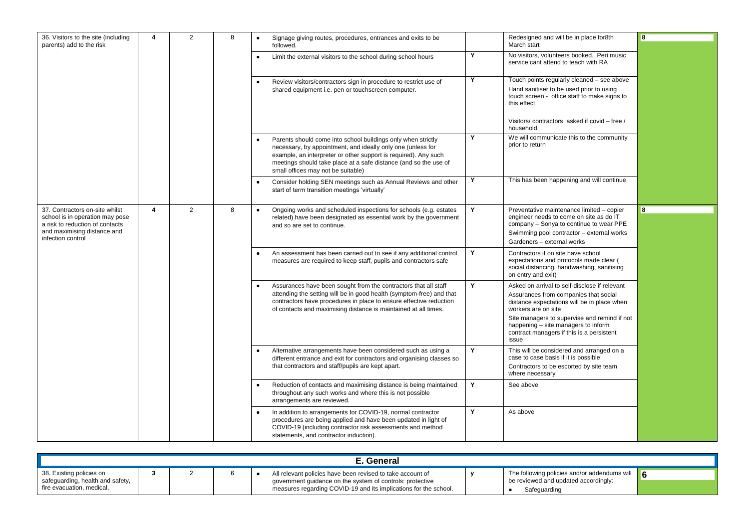| | | | | | | | |
|---|---|---|---|---|---|---|---|
| 36. Visitors to the site (including parents) add to the risk | 4 | 2 | 8 | • Signage giving routes, procedures, entrances and exits to be followed. | | Redesigned and will be in place for8th March start | 8 |
| | | | | • Limit the external visitors to the school during school hours | Y | No visitors, volunteers booked. Peri music service cant attend to teach with RA | |
| | | | | • Review visitors/contractors sign in procedure to restrict use of shared equipment i.e. pen or touchscreen computer. | Y | Touch points regularly cleaned – see above<br>Hand sanitiser to be used prior to using touch screen - office staff to make signs to this effect<br><br>Visitors/ contractors asked if covid – free / household | |
| | | | | • Parents should come into school buildings only when strictly necessary, by appointment, and ideally only one (unless for example, an interpreter or other support is required). Any such meetings should take place at a safe distance (and so the use of small offices may not be suitable) | Y | We will communicate this to the community prior to return | |
| | | | | • Consider holding SEN meetings such as Annual Reviews and other start of term transition meetings 'virtually' | Y | This has been happening and will continue | |
| 37. Contractors on-site whilst school is in operation may pose a risk to reduction of contacts and maximising distance and infection control | 4 | 2 | 8 | • Ongoing works and scheduled inspections for schools (e.g. estates related) have been designated as essential work by the government and so are set to continue. | Y | Preventative maintenance limited – copier engineer needs to come on site as do IT company – Sonya to continue to wear PPE<br>Swimming pool contractor – external works<br>Gardeners – external works | 8 |
| | | | | • An assessment has been carried out to see if any additional control measures are required to keep staff, pupils and contractors safe | Y | Contractors if on site have school expectations and protocols made clear ( social distancing, handwashing, sanitising on entry and exit) | |
| | | | | • Assurances have been sought from the contractors that all staff attending the setting will be in good health (symptom-free) and that contractors have procedures in place to ensure effective reduction of contacts and maximising distance is maintained at all times. | Y | Asked on arrival to self-disclose if relevant<br>Assurances from companies that social distance expectations will be in place when workers are on site<br>Site managers to supervise and remind if not happening – site managers to inform contract managers if this is a persistent issue | |
| | | | | • Alternative arrangements have been considered such as using a different entrance and exit for contractors and organising classes so that contractors and staff/pupils are kept apart. | Y | This will be considered and arranged on a case to case basis if it is possible<br>Contractors to be escorted by site team where necessary | |
| | | | | • Reduction of contacts and maximising distance is being maintained throughout any such works and where this is not possible arrangements are reviewed. | Y | See above | |
| | | | | • In addition to arrangements for COVID-19, normal contractor procedures are being applied and have been updated in light of COVID-19 (including contractor risk assessments and method statements, and contractor induction). | Y | As above | |

| **E. General** | | | | | | | |
|---|---|---|---|---|---|---|---|
| 38. Existing policies on safeguarding, health and safety, fire evacuation, medical, | 3 | 2 | 6 | • All relevant policies have been revised to take account of government guidance on the system of controls: protective measures regarding COVID-19 and its implications for the school. | y | The following policies and/or addendums will be reviewed and updated accordingly:<br>• Safeguarding | 6 |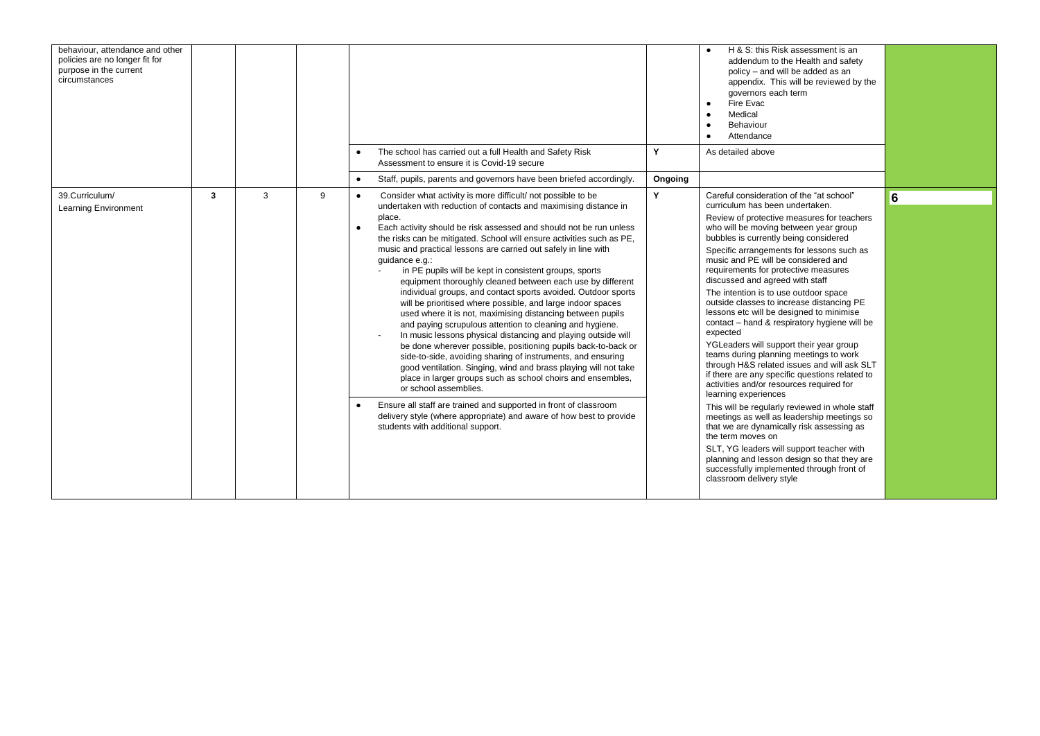| | | | | | | | |
|---|---|---|---|---|---|---|---|
| behaviour, attendance and other policies are no longer fit for purpose in the current circumstances | | | | | | • H & S: this Risk assessment is an addendum to the Health and safety policy – and will be added as an appendix. This will be reviewed by the governors each term<br>• Fire Evac<br>• Medical<br>• Behaviour<br>• Attendance | |
| | | | | • The school has carried out a full Health and Safety Risk Assessment to ensure it is Covid-19 secure | **Y** | As detailed above | |
| | | | | • Staff, pupils, parents and governors have been briefed accordingly. | **Ongoing** | | |
| 39.Curriculum/ Learning Environment | **3** | 3 | 9 | • Consider what activity is more difficult/ not possible to be undertaken with reduction of contacts and maximising distance in place.<br>• Each activity should be risk assessed and should not be run unless the risks can be mitigated. School will ensure activities such as PE, music and practical lessons are carried out safely in line with guidance e.g.:<br>- in PE pupils will be kept in consistent groups, sports equipment thoroughly cleaned between each use by different individual groups, and contact sports avoided. Outdoor sports will be prioritised where possible, and large indoor spaces used where it is not, maximising distancing between pupils and paying scrupulous attention to cleaning and hygiene.<br>- In music lessons physical distancing and playing outside will be done wherever possible, positioning pupils back-to-back or side-to-side, avoiding sharing of instruments, and ensuring good ventilation. Singing, wind and brass playing will not take place in larger groups such as school choirs and ensembles, or school assemblies.<br>• Ensure all staff are trained and supported in front of classroom delivery style (where appropriate) and aware of how best to provide students with additional support. | **Y** | Careful consideration of the "at school" curriculum has been undertaken.<br>Review of protective measures for teachers who will be moving between year group bubbles is currently being considered<br>Specific arrangements for lessons such as music and PE will be considered and requirements for protective measures discussed and agreed with staff<br>The intention is to use outdoor space outside classes to increase distancing PE lessons etc will be designed to minimise contact – hand & respiratory hygiene will be expected<br>YGLeaders will support their year group teams during planning meetings to work through H&S related issues and will ask SLT if there are any specific questions related to activities and/or resources required for learning experiences<br>This will be regularly reviewed in whole staff meetings as well as leadership meetings so that we are dynamically risk assessing as the term moves on<br>SLT, YG leaders will support teacher with planning and lesson design so that they are successfully implemented through front of classroom delivery style | **6** |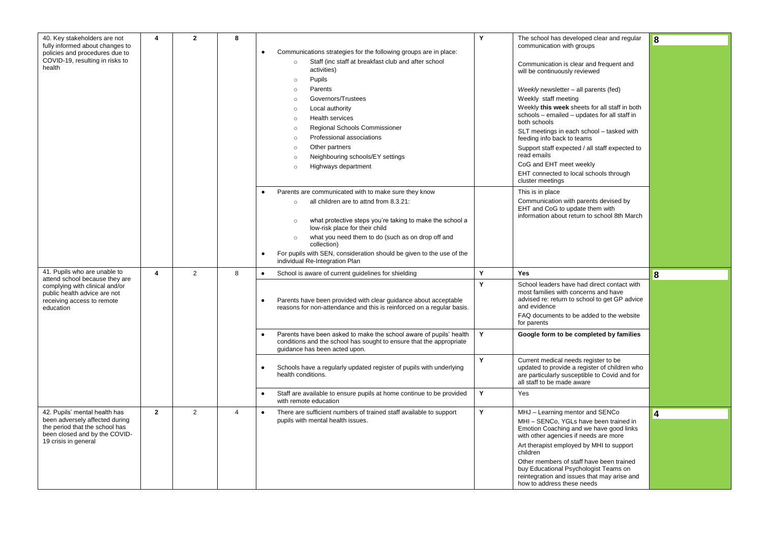| | | | | | | | |
|---|---|---|---|---|---|---|---|
| 40. Key stakeholders are not fully informed about changes to policies and procedures due to COVID-19, resulting in risks to health | **4** | **2** | **8** | • Communications strategies for the following groups are in place:<br>◦ Staff (inc staff at breakfast club and after school activities)<br>◦ Pupils<br>◦ Parents<br>◦ Governors/Trustees<br>◦ Local authority<br>◦ Health services<br>◦ Regional Schools Commissioner<br>◦ Professional associations<br>◦ Other partners<br>◦ Neighbouring schools/EY settings<br>◦ Highways department | **Y** | The school has developed clear and regular communication with groups<br><br>Communication is clear and frequent and will be continuously reviewed<br><br>*Weekly* newsletter – all parents (fed)<br>Weekly staff meeting<br>Weekly **this week** sheets for all staff in both schools – emailed – updates for all staff in both schools<br>SLT meetings in each school – tasked with feeding info back to teams<br>Support staff expected / all staff expected to read emails<br>CoG and EHT meet weekly<br>EHT connected to local schools through cluster meetings | **8** |
| | | | | • Parents are communicated with to make sure they know<br>◦ all children are to attnd from 8.3.21:<br>◦ what protective steps you're taking to make the school a low-risk place for their child<br>◦ what you need them to do (such as on drop off and collection)<br>• For pupils with SEN, consideration should be given to the use of the individual Re-Integration Plan | | This is in place<br>Communication with parents devised by EHT and CoG to update them with information about return to school 8th March | |
| 41. Pupils who are unable to attend school because they are complying with clinical and/or public health advice are not receiving access to remote education | **4** | 2 | 8 | • School is aware of current guidelines for shielding | **Y** | **Yes** | **8** |
| | | | | • Parents have been provided with clear guidance about acceptable reasons for non-attendance and this is reinforced on a regular basis. | **Y** | School leaders have had direct contact with most families with concerns and have advised re: return to school to get GP advice and evidence<br>FAQ documents to be added to the website for parents | |
| | | | | • Parents have been asked to make the school aware of pupils' health conditions and the school has sought to ensure that the appropriate guidance has been acted upon. | **Y** | **Google form to be completed by families** | |
| | | | | • Schools have a regularly updated register of pupils with underlying health conditions. | **Y** | Current medical needs register to be updated to provide a register of children who are particularly susceptible to Covid and for all staff to be made aware | |
| | | | | • Staff are available to ensure pupils at home continue to be provided with remote education | **Y** | Yes | |
| 42. Pupils' mental health has been adversely affected during the period that the school has been closed and by the COVID-19 crisis in general | **2** | 2 | 4 | • There are sufficient numbers of trained staff available to support pupils with mental health issues. | **Y** | MHJ – Learning mentor and SENCo<br>MHI – SENCo, YGLs have been trained in Emotion Coaching and we have good links with other agencies if needs are more<br>Art therapist employed by MHI to support children<br>Other members of staff have been trained buy Educational Psychologist Teams on reintegration and issues that may arise and how to address these needs | **4** |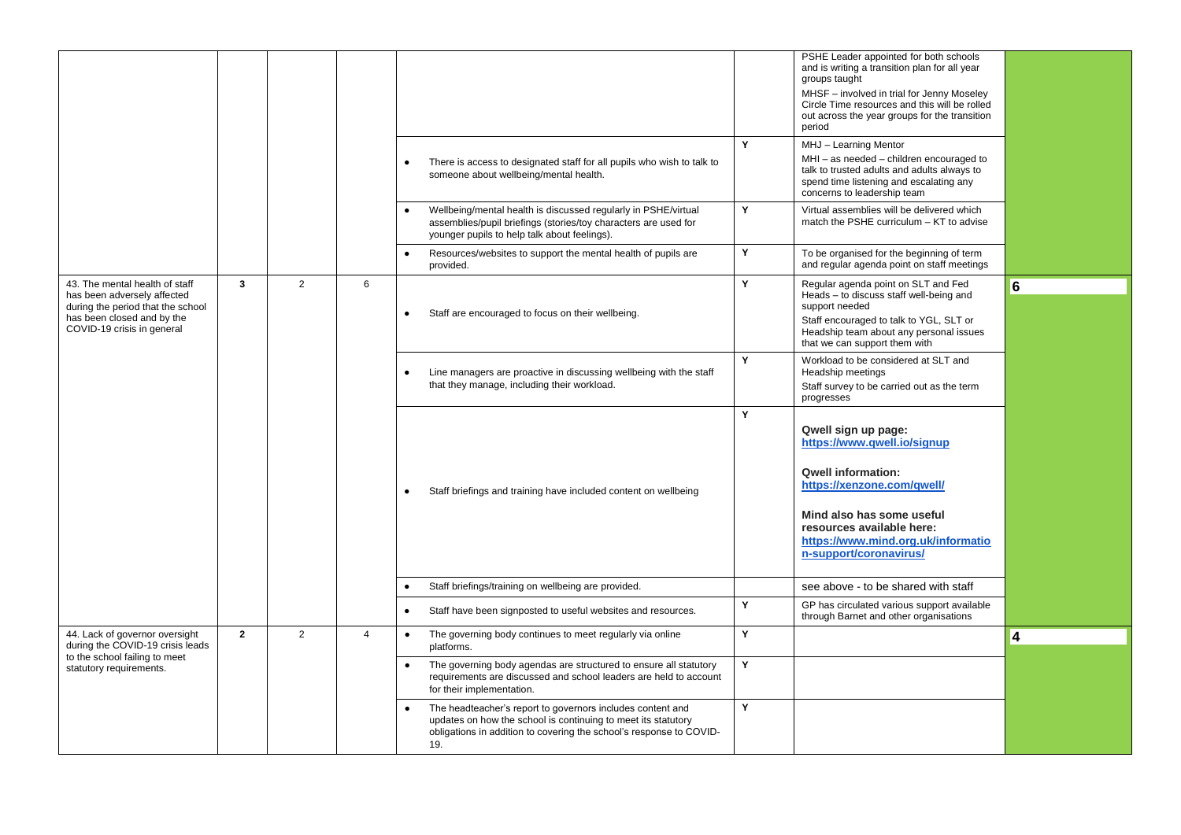| | | | | | | | |
|---|---|---|---|---|---|---|---|
| | | | | | | PSHE Leader appointed for both schools and is writing a transition plan for all year groups taught<br>MHSF – involved in trial for Jenny Moseley Circle Time resources and this will be rolled out across the year groups for the transition period | |
| | | | | • There is access to designated staff for all pupils who wish to talk to someone about wellbeing/mental health. | Y | MHJ – Learning Mentor<br>MHI – as needed – children encouraged to talk to trusted adults and adults always to spend time listening and escalating any concerns to leadership team | |
| | | | | • Wellbeing/mental health is discussed regularly in PSHE/virtual assemblies/pupil briefings (stories/toy characters are used for younger pupils to help talk about feelings). | Y | Virtual assemblies will be delivered which match the PSHE curriculum – KT to advise | |
| | | | | • Resources/websites to support the mental health of pupils are provided. | Y | To be organised for the beginning of term and regular agenda point on staff meetings | |
| 43. The mental health of staff has been adversely affected during the period that the school has been closed and by the COVID-19 crisis in general | **3** | 2 | 6 | • Staff are encouraged to focus on their wellbeing. | Y | Regular agenda point on SLT and Fed Heads – to discuss staff well-being and support needed<br>Staff encouraged to talk to YGL, SLT or Headship team about any personal issues that we can support them with | **6** |
| | | | | • Line managers are proactive in discussing wellbeing with the staff that they manage, including their workload. | Y | Workload to be considered at SLT and Headship meetings<br>Staff survey to be carried out as the term progresses | |
| | | | | • Staff briefings and training have included content on wellbeing | Y | **Qwell sign up page:** **[https://www.qwell.io/signup](https://www.qwell.io/signup)**<br>**Qwell information:** **[https://xenzone.com/qwell/](https://xenzone.com/qwell/)**<br>**Mind also has some useful resources available here:** **[https://www.mind.org.uk/information-support/coronavirus/](https://www.mind.org.uk/information-support/coronavirus/)** | |
| | | | | • Staff briefings/training on wellbeing are provided. | | see above - to be shared with staff | |
| | | | | • Staff have been signposted to useful websites and resources. | Y | GP has circulated various support available through Barnet and other organisations | |
| 44. Lack of governor oversight during the COVID-19 crisis leads to the school failing to meet statutory requirements. | **2** | 2 | 4 | • The governing body continues to meet regularly via online platforms. | Y | | **4** |
| | | | | • The governing body agendas are structured to ensure all statutory requirements are discussed and school leaders are held to account for their implementation. | Y | | |
| | | | | • The headteacher's report to governors includes content and updates on how the school is continuing to meet its statutory obligations in addition to covering the school's response to COVID-19. | Y | | |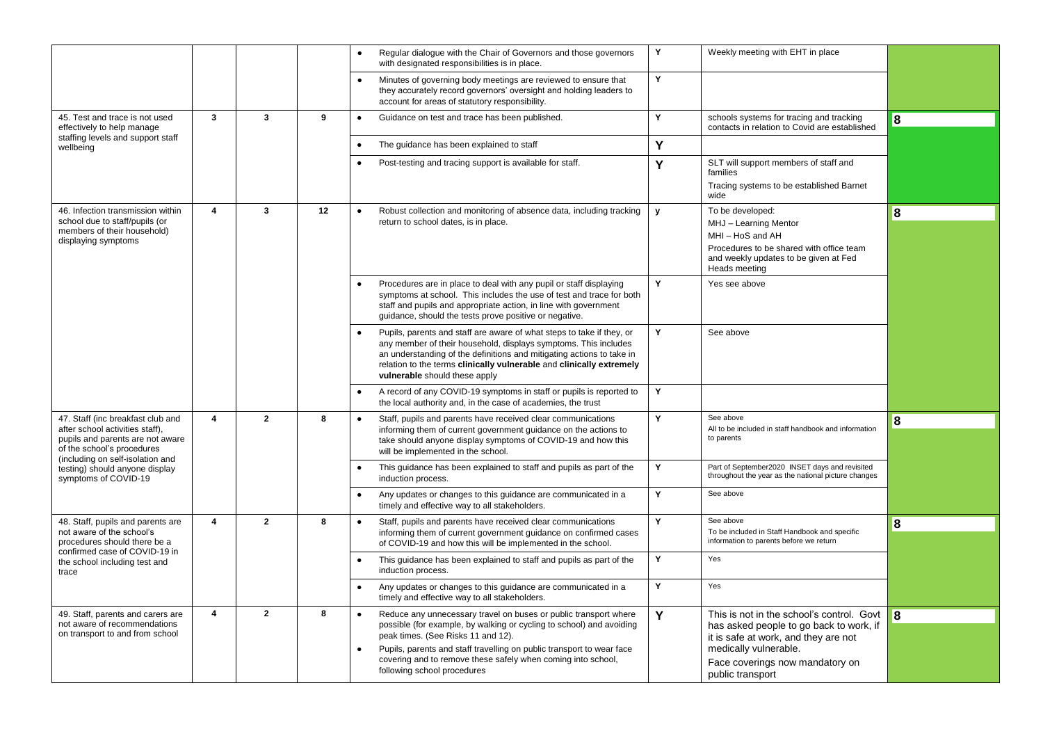| | | | | | | | |
|---|---|---|---|---|---|---|---|
| | | | | • Regular dialogue with the Chair of Governors and those governors with designated responsibilities is in place. | Y | Weekly meeting with EHT in place | |
| | | | | • Minutes of governing body meetings are reviewed to ensure that they accurately record governors' oversight and holding leaders to account for areas of statutory responsibility. | Y | | |
| 45. Test and trace is not used effectively to help manage staffing levels and support staff wellbeing | 3 | 3 | 9 | • Guidance on test and trace has been published. | Y | schools systems for tracing and tracking contacts in relation to Covid are established | 8 |
| | | | | • The guidance has been explained to staff | Y | | |
| | | | | • Post-testing and tracing support is available for staff. | Y | SLT will support members of staff and families<br>Tracing systems to be established Barnet wide | |
| 46. Infection transmission within school due to staff/pupils (or members of their household) displaying symptoms | 4 | 3 | 12 | • Robust collection and monitoring of absence data, including tracking return to school dates, is in place. | y | To be developed:<br>MHJ – Learning Mentor<br>MHI – HoS and AH<br>Procedures to be shared with office team and weekly updates to be given at Fed Heads meeting | 8 |
| | | | | • Procedures are in place to deal with any pupil or staff displaying symptoms at school. This includes the use of test and trace for both staff and pupils and appropriate action, in line with government guidance, should the tests prove positive or negative. | Y | Yes see above | |
| | | | | • Pupils, parents and staff are aware of what steps to take if they, or any member of their household, displays symptoms. This includes an understanding of the definitions and mitigating actions to take in relation to the terms **clinically vulnerable** and **clinically extremely vulnerable** should these apply | Y | See above | |
| | | | | • A record of any COVID-19 symptoms in staff or pupils is reported to the local authority and, in the case of academies, the trust | Y | | |
| 47. Staff (inc breakfast club and after school activities staff), pupils and parents are not aware of the school's procedures (including on self-isolation and testing) should anyone display symptoms of COVID-19 | 4 | 2 | 8 | • Staff, pupils and parents have received clear communications informing them of current government guidance on the actions to take should anyone display symptoms of COVID-19 and how this will be implemented in the school. | Y | See above<br>All to be included in staff handbook and information to parents | 8 |
| | | | | • This guidance has been explained to staff and pupils as part of the induction process. | Y | Part of September2020 INSET days and revisited throughout the year as the national picture changes | |
| | | | | • Any updates or changes to this guidance are communicated in a timely and effective way to all stakeholders. | Y | See above | |
| 48. Staff, pupils and parents are not aware of the school's procedures should there be a confirmed case of COVID-19 in the school including test and trace | 4 | 2 | 8 | • Staff, pupils and parents have received clear communications informing them of current government guidance on confirmed cases of COVID-19 and how this will be implemented in the school. | Y | See above<br>To be included in Staff Handbook and specific information to parents before we return | 8 |
| | | | | • This guidance has been explained to staff and pupils as part of the induction process. | Y | Yes | |
| | | | | • Any updates or changes to this guidance are communicated in a timely and effective way to all stakeholders. | Y | Yes | |
| 49. Staff, parents and carers are not aware of recommendations on transport to and from school | 4 | 2 | 8 | • Reduce any unnecessary travel on buses or public transport where possible (for example, by walking or cycling to school) and avoiding peak times. (See Risks 11 and 12).<br>• Pupils, parents and staff travelling on public transport to wear face covering and to remove these safely when coming into school, following school procedures | Y | This is not in the school's control. Govt has asked people to go back to work, if it is safe at work, and they are not medically vulnerable.<br>Face coverings now mandatory on public transport | 8 |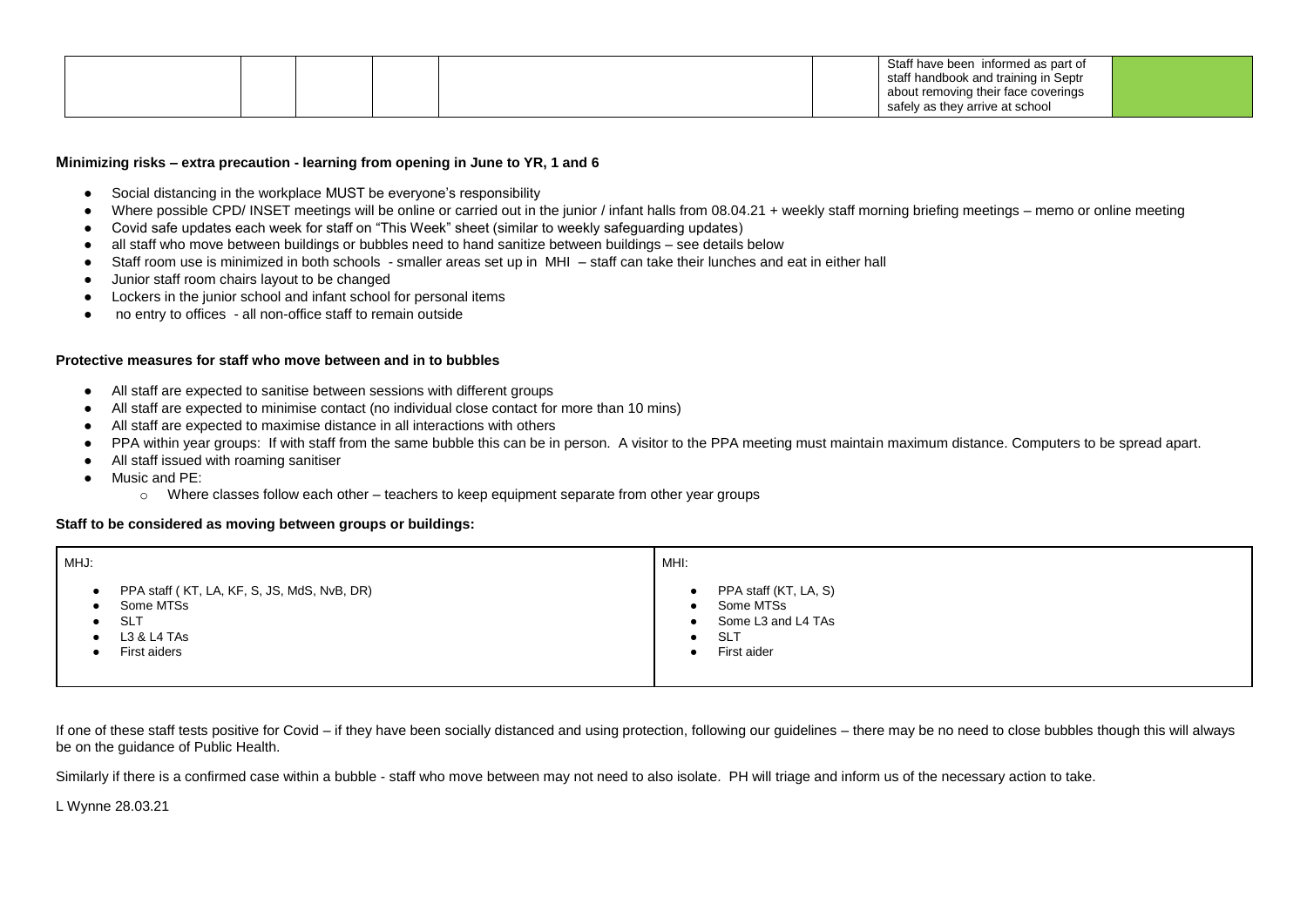| | | | | | | | |
|---|---|---|---|---|---|---|---|
| | | | | | | Staff have been informed as part of staff handbook and training in Septr about removing their face coverings safely as they arrive at school | |

**Minimizing risks – extra precaution - learning from opening in June to YR, 1 and 6**

- Social distancing in the workplace MUST be everyone's responsibility
- Where possible CPD/ INSET meetings will be online or carried out in the junior / infant halls from 08.04.21 + weekly staff morning briefing meetings – memo or online meeting
- Covid safe updates each week for staff on "This Week" sheet (similar to weekly safeguarding updates)
- all staff who move between buildings or bubbles need to hand sanitize between buildings – see details below
- Staff room use is minimized in both schools - smaller areas set up in MHI – staff can take their lunches and eat in either hall
- Junior staff room chairs layout to be changed
- Lockers in the junior school and infant school for personal items
- no entry to offices - all non-office staff to remain outside

**Protective measures for staff who move between and in to bubbles**

- All staff are expected to sanitise between sessions with different groups
- All staff are expected to minimise contact (no individual close contact for more than 10 mins)
- All staff are expected to maximise distance in all interactions with others
- PPA within year groups: If with staff from the same bubble this can be in person. A visitor to the PPA meeting must maintain maximum distance. Computers to be spread apart.
- All staff issued with roaming sanitiser
- Music and PE:
  - Where classes follow each other – teachers to keep equipment separate from other year groups

**Staff to be considered as moving between groups or buildings:**

| MHJ: | MHI: |
|---|---|
| <ul><li>PPA staff ( KT, LA, KF, S, JS, MdS, NvB, DR)</li><li>Some MTSs</li><li>SLT</li><li>L3 & L4 TAs</li><li>First aiders</li></ul> | <ul><li>PPA staff (KT, LA, S)</li><li>Some MTSs</li><li>Some L3 and L4 TAs</li><li>SLT</li><li>First aider</li></ul> |

If one of these staff tests positive for Covid – if they have been socially distanced and using protection, following our guidelines – there may be no need to close bubbles though this will always be on the guidance of Public Health.

Similarly if there is a confirmed case within a bubble - staff who move between may not need to also isolate. PH will triage and inform us of the necessary action to take.

L Wynne 28.03.21